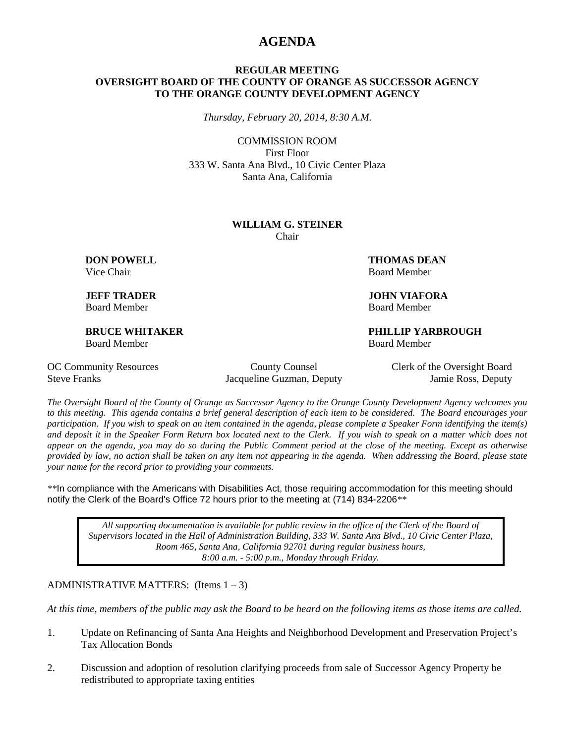# AGENDA

**REGULAR MEETING**
**OVERSIGHT BOARD OF THE COUNTY OF ORANGE AS SUCCESSOR AGENCY TO THE ORANGE COUNTY DEVELOPMENT AGENCY**

*Thursday, February 20, 2014, 8:30 A.M.*

COMMISSION ROOM
First Floor
333 W. Santa Ana Blvd., 10 Civic Center Plaza
Santa Ana, California

**WILLIAM G. STEINER**
Chair

**DON POWELL**
Vice Chair

**THOMAS DEAN**
Board Member

**JEFF TRADER**
Board Member

**JOHN VIAFORA**
Board Member

**BRUCE WHITAKER**
Board Member

**PHILLIP YARBROUGH**
Board Member

| OC Community Resources | County Counsel | Clerk of the Oversight Board |
|---|---|---|
| Steve Franks | Jacqueline Guzman, Deputy | Jamie Ross, Deputy |

*The Oversight Board of the County of Orange as Successor Agency to the Orange County Development Agency welcomes you to this meeting. This agenda contains a brief general description of each item to be considered. The Board encourages your participation. If you wish to speak on an item contained in the agenda, please complete a Speaker Form identifying the item(s) and deposit it in the Speaker Form Return box located next to the Clerk. If you wish to speak on a matter which does not appear on the agenda, you may do so during the Public Comment period at the close of the meeting. Except as otherwise provided by law, no action shall be taken on any item not appearing in the agenda. When addressing the Board, please state your name for the record prior to providing your comments.*

**In compliance with the Americans with Disabilities Act, those requiring accommodation for this meeting should notify the Clerk of the Board's Office 72 hours prior to the meeting at (714) 834-2206**

> *All supporting documentation is available for public review in the office of the Clerk of the Board of Supervisors located in the Hall of Administration Building, 333 W. Santa Ana Blvd., 10 Civic Center Plaza, Room 465, Santa Ana, California 92701 during regular business hours, 8:00 a.m. - 5:00 p.m., Monday through Friday.*

ADMINISTRATIVE MATTERS: (Items 1 – 3)

*At this time, members of the public may ask the Board to be heard on the following items as those items are called.*

1. Update on Refinancing of Santa Ana Heights and Neighborhood Development and Preservation Project's Tax Allocation Bonds

2. Discussion and adoption of resolution clarifying proceeds from sale of Successor Agency Property be redistributed to appropriate taxing entities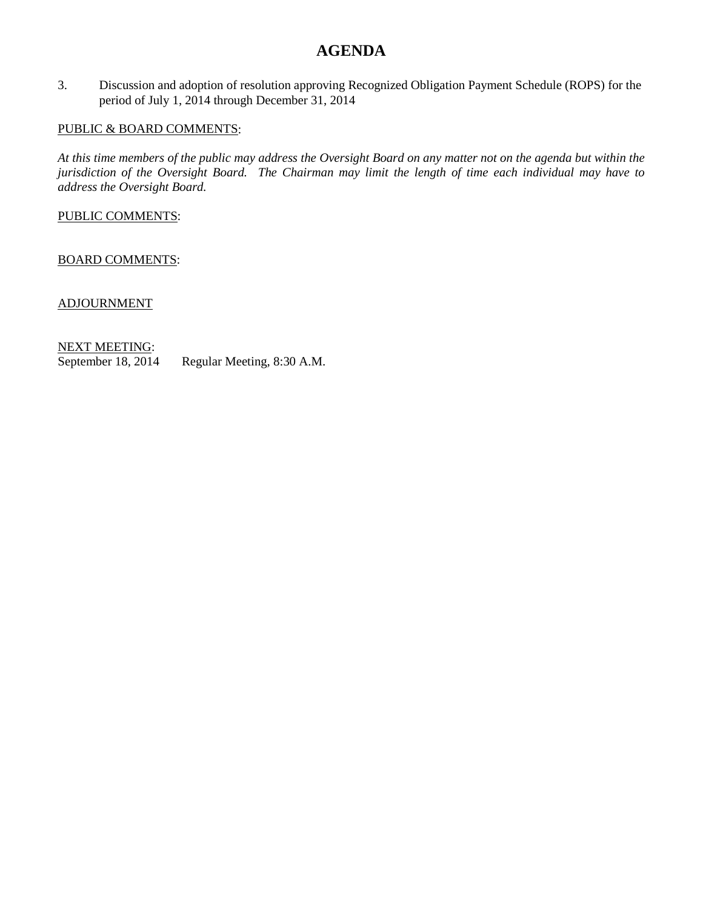# AGENDA

3. Discussion and adoption of resolution approving Recognized Obligation Payment Schedule (ROPS) for the period of July 1, 2014 through December 31, 2014

PUBLIC & BOARD COMMENTS:

*At this time members of the public may address the Oversight Board on any matter not on the agenda but within the jurisdiction of the Oversight Board. The Chairman may limit the length of time each individual may have to address the Oversight Board.*

PUBLIC COMMENTS:

BOARD COMMENTS:

ADJOURNMENT

NEXT MEETING:
September 18, 2014 Regular Meeting, 8:30 A.M.